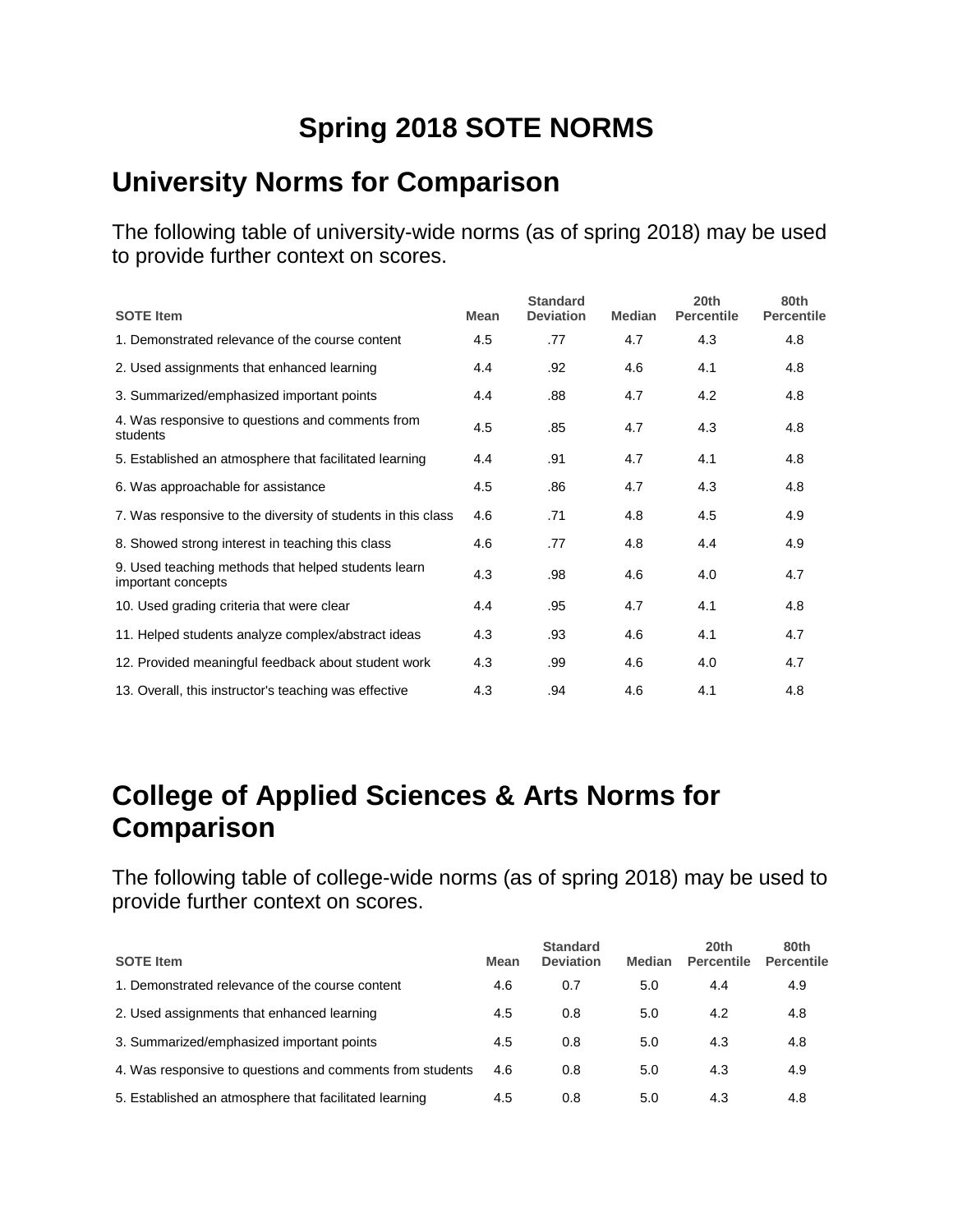# Spring 2018 SOTE NORMS

## University Norms for Comparison

The following table of university-wide norms (as of spring 2018) may be used to provide further context on scores.

| SOTE Item | Mean | Standard Deviation | Median | 20th Percentile | 80th Percentile |
|---|---|---|---|---|---|
| 1. Demonstrated relevance of the course content | 4.5 | .77 | 4.7 | 4.3 | 4.8 |
| 2. Used assignments that enhanced learning | 4.4 | .92 | 4.6 | 4.1 | 4.8 |
| 3. Summarized/emphasized important points | 4.4 | .88 | 4.7 | 4.2 | 4.8 |
| 4. Was responsive to questions and comments from students | 4.5 | .85 | 4.7 | 4.3 | 4.8 |
| 5. Established an atmosphere that facilitated learning | 4.4 | .91 | 4.7 | 4.1 | 4.8 |
| 6. Was approachable for assistance | 4.5 | .86 | 4.7 | 4.3 | 4.8 |
| 7. Was responsive to the diversity of students in this class | 4.6 | .71 | 4.8 | 4.5 | 4.9 |
| 8. Showed strong interest in teaching this class | 4.6 | .77 | 4.8 | 4.4 | 4.9 |
| 9. Used teaching methods that helped students learn important concepts | 4.3 | .98 | 4.6 | 4.0 | 4.7 |
| 10. Used grading criteria that were clear | 4.4 | .95 | 4.7 | 4.1 | 4.8 |
| 11. Helped students analyze complex/abstract ideas | 4.3 | .93 | 4.6 | 4.1 | 4.7 |
| 12. Provided meaningful feedback about student work | 4.3 | .99 | 4.6 | 4.0 | 4.7 |
| 13. Overall, this instructor's teaching was effective | 4.3 | .94 | 4.6 | 4.1 | 4.8 |

## College of Applied Sciences & Arts Norms for Comparison

The following table of college-wide norms (as of spring 2018) may be used to provide further context on scores.

| SOTE Item | Mean | Standard Deviation | Median | 20th Percentile | 80th Percentile |
|---|---|---|---|---|---|
| 1. Demonstrated relevance of the course content | 4.6 | 0.7 | 5.0 | 4.4 | 4.9 |
| 2. Used assignments that enhanced learning | 4.5 | 0.8 | 5.0 | 4.2 | 4.8 |
| 3. Summarized/emphasized important points | 4.5 | 0.8 | 5.0 | 4.3 | 4.8 |
| 4. Was responsive to questions and comments from students | 4.6 | 0.8 | 5.0 | 4.3 | 4.9 |
| 5. Established an atmosphere that facilitated learning | 4.5 | 0.8 | 5.0 | 4.3 | 4.8 |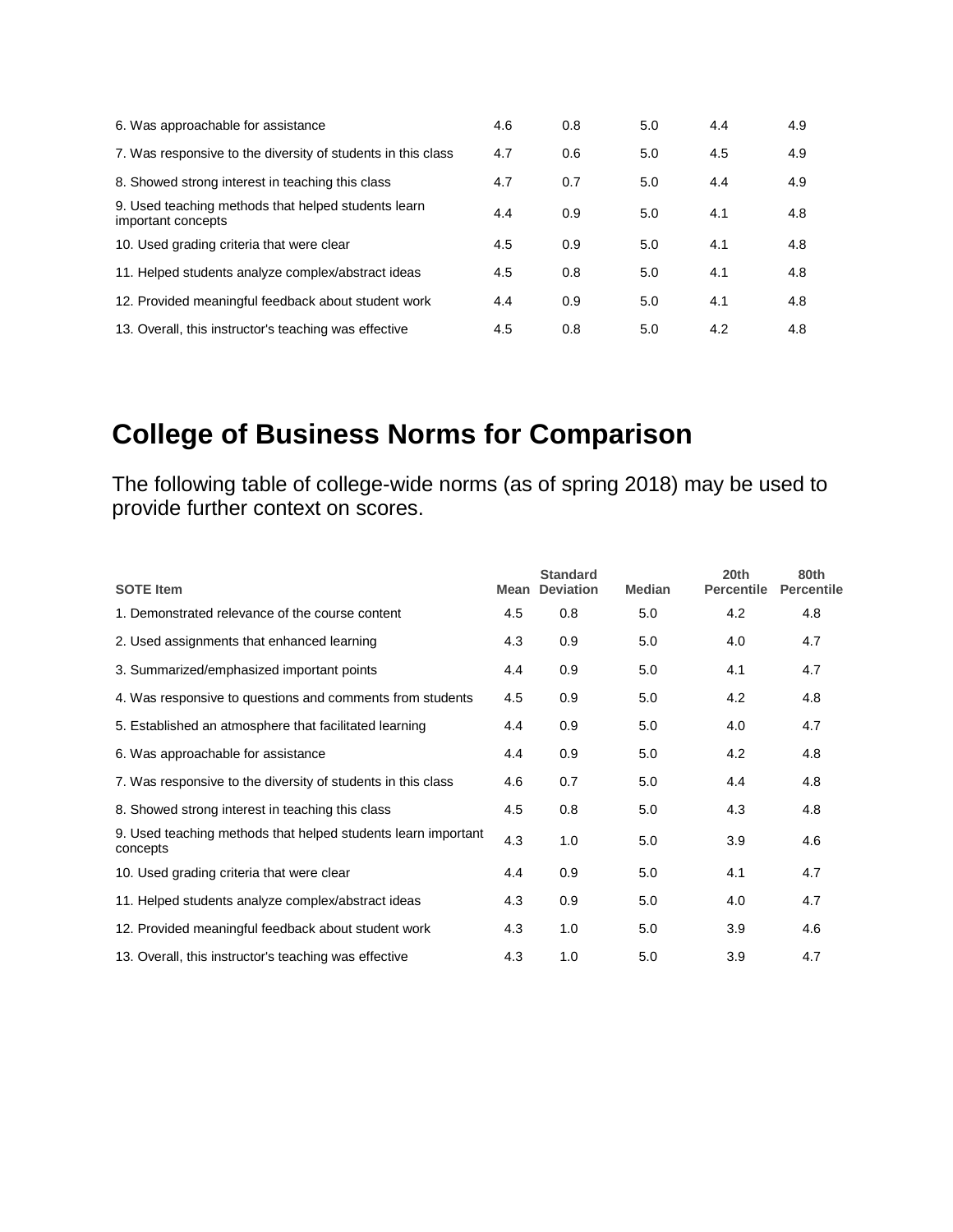| | | | | | |
|---|---|---|---|---|---|
| 6. Was approachable for assistance | 4.6 | 0.8 | 5.0 | 4.4 | 4.9 |
| 7. Was responsive to the diversity of students in this class | 4.7 | 0.6 | 5.0 | 4.5 | 4.9 |
| 8. Showed strong interest in teaching this class | 4.7 | 0.7 | 5.0 | 4.4 | 4.9 |
| 9. Used teaching methods that helped students learn important concepts | 4.4 | 0.9 | 5.0 | 4.1 | 4.8 |
| 10. Used grading criteria that were clear | 4.5 | 0.9 | 5.0 | 4.1 | 4.8 |
| 11. Helped students analyze complex/abstract ideas | 4.5 | 0.8 | 5.0 | 4.1 | 4.8 |
| 12. Provided meaningful feedback about student work | 4.4 | 0.9 | 5.0 | 4.1 | 4.8 |
| 13. Overall, this instructor's teaching was effective | 4.5 | 0.8 | 5.0 | 4.2 | 4.8 |

# College of Business Norms for Comparison

The following table of college-wide norms (as of spring 2018) may be used to provide further context on scores.

| SOTE Item | Mean | Standard Deviation | Median | 20th Percentile | 80th Percentile |
|---|---|---|---|---|---|
| 1. Demonstrated relevance of the course content | 4.5 | 0.8 | 5.0 | 4.2 | 4.8 |
| 2. Used assignments that enhanced learning | 4.3 | 0.9 | 5.0 | 4.0 | 4.7 |
| 3. Summarized/emphasized important points | 4.4 | 0.9 | 5.0 | 4.1 | 4.7 |
| 4. Was responsive to questions and comments from students | 4.5 | 0.9 | 5.0 | 4.2 | 4.8 |
| 5. Established an atmosphere that facilitated learning | 4.4 | 0.9 | 5.0 | 4.0 | 4.7 |
| 6. Was approachable for assistance | 4.4 | 0.9 | 5.0 | 4.2 | 4.8 |
| 7. Was responsive to the diversity of students in this class | 4.6 | 0.7 | 5.0 | 4.4 | 4.8 |
| 8. Showed strong interest in teaching this class | 4.5 | 0.8 | 5.0 | 4.3 | 4.8 |
| 9. Used teaching methods that helped students learn important concepts | 4.3 | 1.0 | 5.0 | 3.9 | 4.6 |
| 10. Used grading criteria that were clear | 4.4 | 0.9 | 5.0 | 4.1 | 4.7 |
| 11. Helped students analyze complex/abstract ideas | 4.3 | 0.9 | 5.0 | 4.0 | 4.7 |
| 12. Provided meaningful feedback about student work | 4.3 | 1.0 | 5.0 | 3.9 | 4.6 |
| 13. Overall, this instructor's teaching was effective | 4.3 | 1.0 | 5.0 | 3.9 | 4.7 |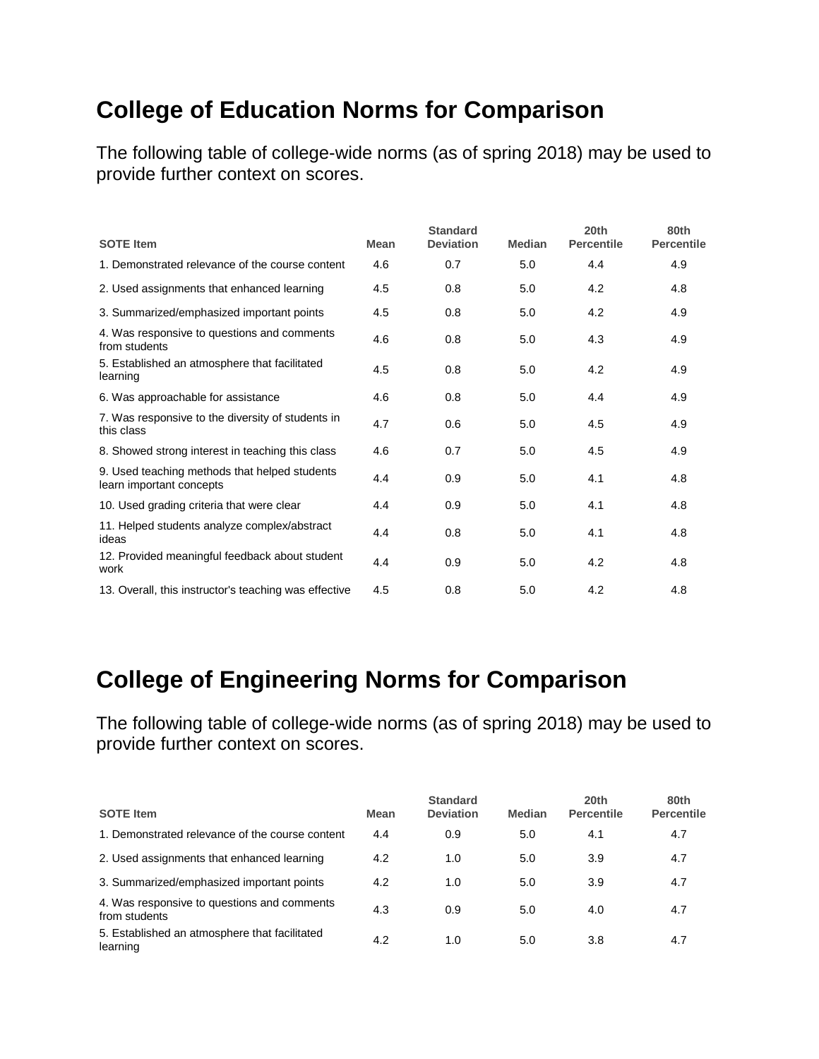## College of Education Norms for Comparison

The following table of college-wide norms (as of spring 2018) may be used to provide further context on scores.

| SOTE Item | Mean | Standard Deviation | Median | 20th Percentile | 80th Percentile |
|---|---|---|---|---|---|
| 1. Demonstrated relevance of the course content | 4.6 | 0.7 | 5.0 | 4.4 | 4.9 |
| 2. Used assignments that enhanced learning | 4.5 | 0.8 | 5.0 | 4.2 | 4.8 |
| 3. Summarized/emphasized important points | 4.5 | 0.8 | 5.0 | 4.2 | 4.9 |
| 4. Was responsive to questions and comments from students | 4.6 | 0.8 | 5.0 | 4.3 | 4.9 |
| 5. Established an atmosphere that facilitated learning | 4.5 | 0.8 | 5.0 | 4.2 | 4.9 |
| 6. Was approachable for assistance | 4.6 | 0.8 | 5.0 | 4.4 | 4.9 |
| 7. Was responsive to the diversity of students in this class | 4.7 | 0.6 | 5.0 | 4.5 | 4.9 |
| 8. Showed strong interest in teaching this class | 4.6 | 0.7 | 5.0 | 4.5 | 4.9 |
| 9. Used teaching methods that helped students learn important concepts | 4.4 | 0.9 | 5.0 | 4.1 | 4.8 |
| 10. Used grading criteria that were clear | 4.4 | 0.9 | 5.0 | 4.1 | 4.8 |
| 11. Helped students analyze complex/abstract ideas | 4.4 | 0.8 | 5.0 | 4.1 | 4.8 |
| 12. Provided meaningful feedback about student work | 4.4 | 0.9 | 5.0 | 4.2 | 4.8 |
| 13. Overall, this instructor's teaching was effective | 4.5 | 0.8 | 5.0 | 4.2 | 4.8 |

## College of Engineering Norms for Comparison

The following table of college-wide norms (as of spring 2018) may be used to provide further context on scores.

| SOTE Item | Mean | Standard Deviation | Median | 20th Percentile | 80th Percentile |
|---|---|---|---|---|---|
| 1. Demonstrated relevance of the course content | 4.4 | 0.9 | 5.0 | 4.1 | 4.7 |
| 2. Used assignments that enhanced learning | 4.2 | 1.0 | 5.0 | 3.9 | 4.7 |
| 3. Summarized/emphasized important points | 4.2 | 1.0 | 5.0 | 3.9 | 4.7 |
| 4. Was responsive to questions and comments from students | 4.3 | 0.9 | 5.0 | 4.0 | 4.7 |
| 5. Established an atmosphere that facilitated learning | 4.2 | 1.0 | 5.0 | 3.8 | 4.7 |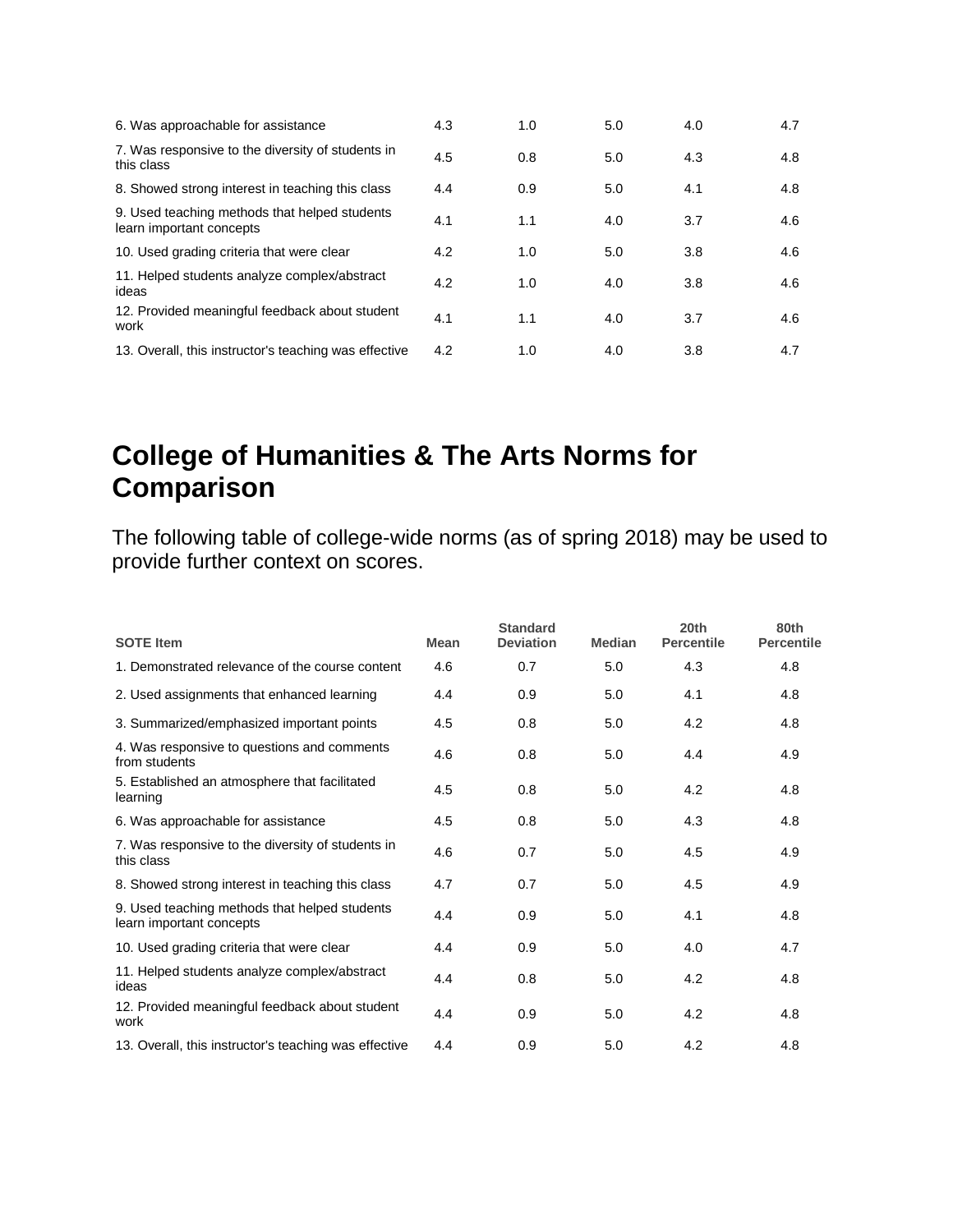| | | | | | |
|---|---|---|---|---|---|
| 6. Was approachable for assistance | 4.3 | 1.0 | 5.0 | 4.0 | 4.7 |
| 7. Was responsive to the diversity of students in this class | 4.5 | 0.8 | 5.0 | 4.3 | 4.8 |
| 8. Showed strong interest in teaching this class | 4.4 | 0.9 | 5.0 | 4.1 | 4.8 |
| 9. Used teaching methods that helped students learn important concepts | 4.1 | 1.1 | 4.0 | 3.7 | 4.6 |
| 10. Used grading criteria that were clear | 4.2 | 1.0 | 5.0 | 3.8 | 4.6 |
| 11. Helped students analyze complex/abstract ideas | 4.2 | 1.0 | 4.0 | 3.8 | 4.6 |
| 12. Provided meaningful feedback about student work | 4.1 | 1.1 | 4.0 | 3.7 | 4.6 |
| 13. Overall, this instructor's teaching was effective | 4.2 | 1.0 | 4.0 | 3.8 | 4.7 |

# College of Humanities & The Arts Norms for Comparison

The following table of college-wide norms (as of spring 2018) may be used to provide further context on scores.

| SOTE Item | Mean | Standard Deviation | Median | 20th Percentile | 80th Percentile |
|---|---|---|---|---|---|
| 1. Demonstrated relevance of the course content | 4.6 | 0.7 | 5.0 | 4.3 | 4.8 |
| 2. Used assignments that enhanced learning | 4.4 | 0.9 | 5.0 | 4.1 | 4.8 |
| 3. Summarized/emphasized important points | 4.5 | 0.8 | 5.0 | 4.2 | 4.8 |
| 4. Was responsive to questions and comments from students | 4.6 | 0.8 | 5.0 | 4.4 | 4.9 |
| 5. Established an atmosphere that facilitated learning | 4.5 | 0.8 | 5.0 | 4.2 | 4.8 |
| 6. Was approachable for assistance | 4.5 | 0.8 | 5.0 | 4.3 | 4.8 |
| 7. Was responsive to the diversity of students in this class | 4.6 | 0.7 | 5.0 | 4.5 | 4.9 |
| 8. Showed strong interest in teaching this class | 4.7 | 0.7 | 5.0 | 4.5 | 4.9 |
| 9. Used teaching methods that helped students learn important concepts | 4.4 | 0.9 | 5.0 | 4.1 | 4.8 |
| 10. Used grading criteria that were clear | 4.4 | 0.9 | 5.0 | 4.0 | 4.7 |
| 11. Helped students analyze complex/abstract ideas | 4.4 | 0.8 | 5.0 | 4.2 | 4.8 |
| 12. Provided meaningful feedback about student work | 4.4 | 0.9 | 5.0 | 4.2 | 4.8 |
| 13. Overall, this instructor's teaching was effective | 4.4 | 0.9 | 5.0 | 4.2 | 4.8 |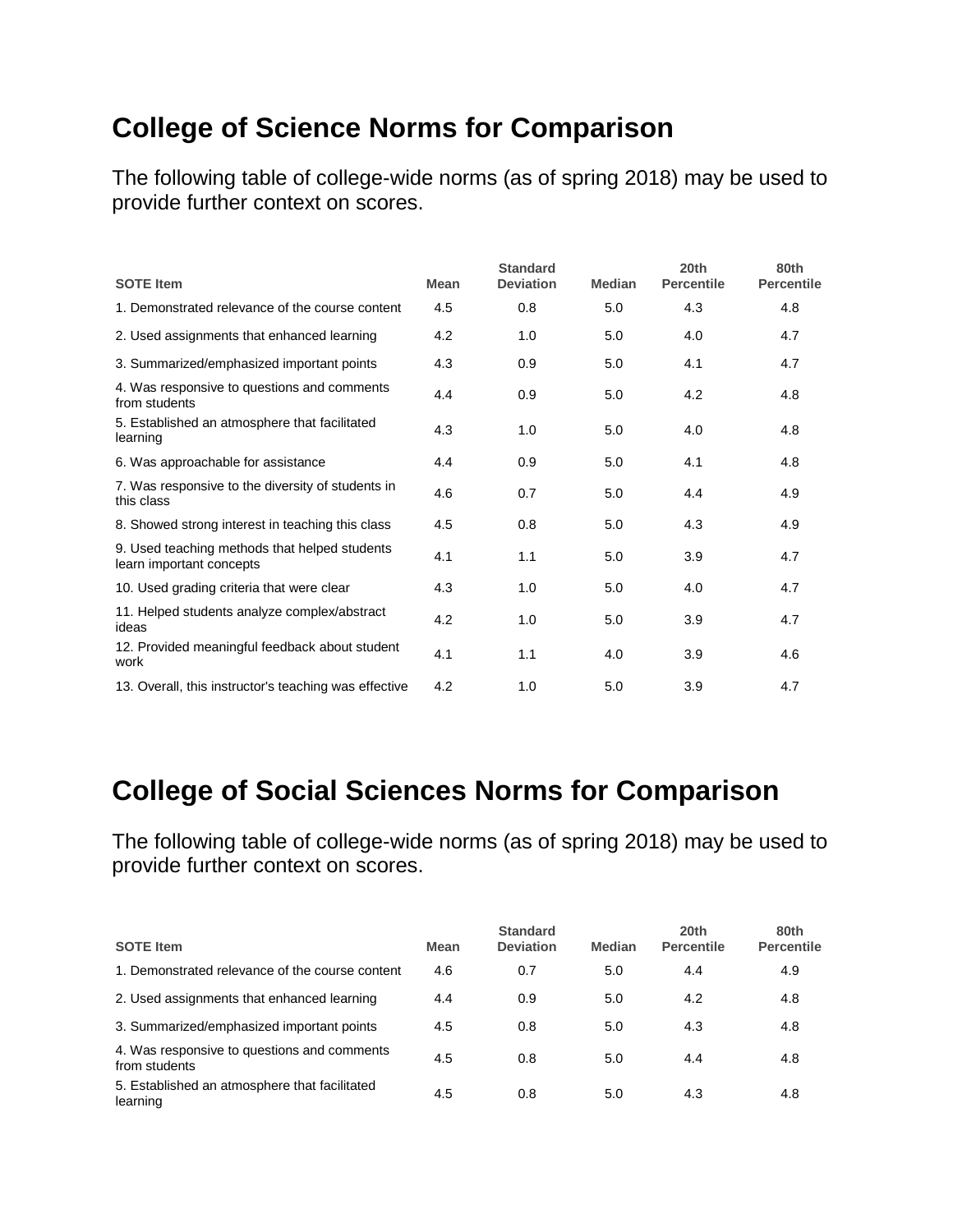## College of Science Norms for Comparison

The following table of college-wide norms (as of spring 2018) may be used to provide further context on scores.

| SOTE Item | Mean | Standard Deviation | Median | 20th Percentile | 80th Percentile |
|---|---|---|---|---|---|
| 1. Demonstrated relevance of the course content | 4.5 | 0.8 | 5.0 | 4.3 | 4.8 |
| 2. Used assignments that enhanced learning | 4.2 | 1.0 | 5.0 | 4.0 | 4.7 |
| 3. Summarized/emphasized important points | 4.3 | 0.9 | 5.0 | 4.1 | 4.7 |
| 4. Was responsive to questions and comments from students | 4.4 | 0.9 | 5.0 | 4.2 | 4.8 |
| 5. Established an atmosphere that facilitated learning | 4.3 | 1.0 | 5.0 | 4.0 | 4.8 |
| 6. Was approachable for assistance | 4.4 | 0.9 | 5.0 | 4.1 | 4.8 |
| 7. Was responsive to the diversity of students in this class | 4.6 | 0.7 | 5.0 | 4.4 | 4.9 |
| 8. Showed strong interest in teaching this class | 4.5 | 0.8 | 5.0 | 4.3 | 4.9 |
| 9. Used teaching methods that helped students learn important concepts | 4.1 | 1.1 | 5.0 | 3.9 | 4.7 |
| 10. Used grading criteria that were clear | 4.3 | 1.0 | 5.0 | 4.0 | 4.7 |
| 11. Helped students analyze complex/abstract ideas | 4.2 | 1.0 | 5.0 | 3.9 | 4.7 |
| 12. Provided meaningful feedback about student work | 4.1 | 1.1 | 4.0 | 3.9 | 4.6 |
| 13. Overall, this instructor's teaching was effective | 4.2 | 1.0 | 5.0 | 3.9 | 4.7 |

## College of Social Sciences Norms for Comparison

The following table of college-wide norms (as of spring 2018) may be used to provide further context on scores.

| SOTE Item | Mean | Standard Deviation | Median | 20th Percentile | 80th Percentile |
|---|---|---|---|---|---|
| 1. Demonstrated relevance of the course content | 4.6 | 0.7 | 5.0 | 4.4 | 4.9 |
| 2. Used assignments that enhanced learning | 4.4 | 0.9 | 5.0 | 4.2 | 4.8 |
| 3. Summarized/emphasized important points | 4.5 | 0.8 | 5.0 | 4.3 | 4.8 |
| 4. Was responsive to questions and comments from students | 4.5 | 0.8 | 5.0 | 4.4 | 4.8 |
| 5. Established an atmosphere that facilitated learning | 4.5 | 0.8 | 5.0 | 4.3 | 4.8 |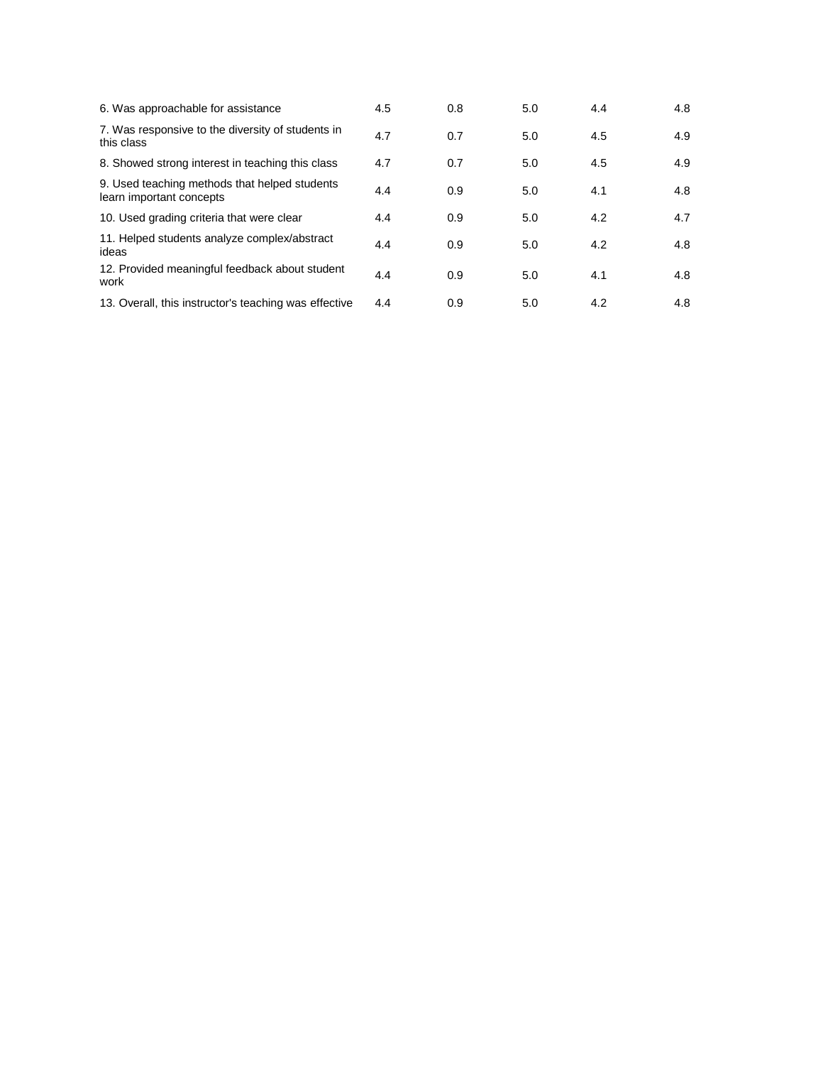| | | | | | |
|---|---|---|---|---|---|
| 6. Was approachable for assistance | 4.5 | 0.8 | 5.0 | 4.4 | 4.8 |
| 7. Was responsive to the diversity of students in this class | 4.7 | 0.7 | 5.0 | 4.5 | 4.9 |
| 8. Showed strong interest in teaching this class | 4.7 | 0.7 | 5.0 | 4.5 | 4.9 |
| 9. Used teaching methods that helped students learn important concepts | 4.4 | 0.9 | 5.0 | 4.1 | 4.8 |
| 10. Used grading criteria that were clear | 4.4 | 0.9 | 5.0 | 4.2 | 4.7 |
| 11. Helped students analyze complex/abstract ideas | 4.4 | 0.9 | 5.0 | 4.2 | 4.8 |
| 12. Provided meaningful feedback about student work | 4.4 | 0.9 | 5.0 | 4.1 | 4.8 |
| 13. Overall, this instructor's teaching was effective | 4.4 | 0.9 | 5.0 | 4.2 | 4.8 |